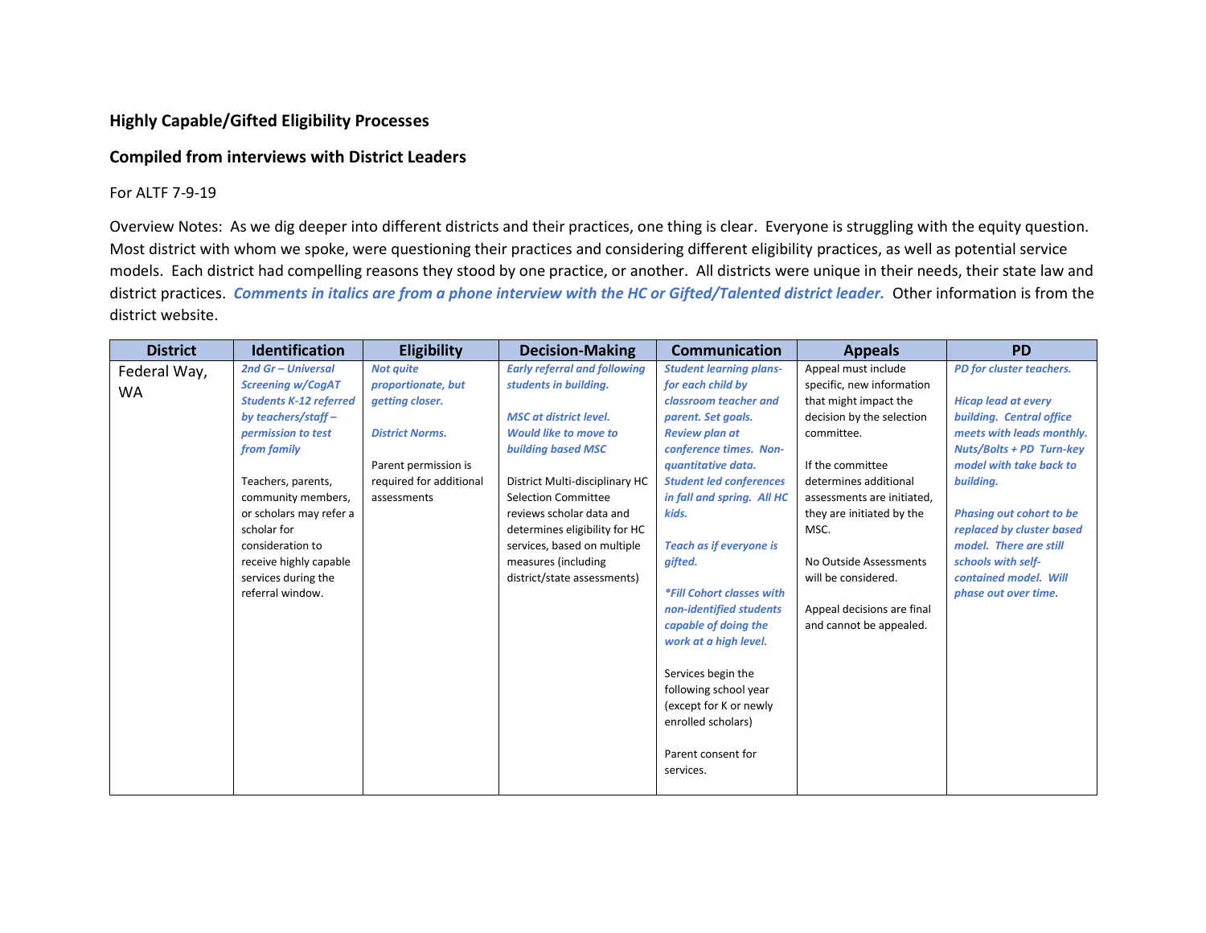**Highly Capable/Gifted Eligibility Processes**

**Compiled from interviews with District Leaders**

For ALTF 7-9-19

Overview Notes: As we dig deeper into different districts and their practices, one thing is clear. Everyone is struggling with the equity question. Most district with whom we spoke, were questioning their practices and considering different eligibility practices, as well as potential service models. Each district had compelling reasons they stood by one practice, or another. All districts were unique in their needs, their state law and district practices. ***Comments in italics are from a phone interview with the HC or Gifted/Talented district leader.*** Other information is from the district website.

| District | Identification | Eligibility | Decision-Making | Communication | Appeals | PD |
|---|---|---|---|---|---|---|
| Federal Way, WA | ***2nd Gr – Universal Screening w/CogAT Students K-12 referred by teachers/staff – permission to test from family***<br><br>Teachers, parents, community members, or scholars may refer a scholar for consideration to receive highly capable services during the referral window. | ***Not quite proportionate, but getting closer.***<br><br>***District Norms.***<br><br>Parent permission is required for additional assessments | ***Early referral and following students in building.***<br><br>***MSC at district level. Would like to move to building based MSC***<br><br>District Multi-disciplinary HC Selection Committee reviews scholar data and determines eligibility for HC services, based on multiple measures (including district/state assessments) | ***Student learning plans- for each child by classroom teacher and parent. Set goals. Review plan at conference times. Non-quantitative data. Student led conferences in fall and spring. All HC kids.***<br><br>***Teach as if everyone is gifted.***<br><br>****Fill Cohort classes with non-identified students capable of doing the work at a high level.***<br><br>Services begin the following school year (except for K or newly enrolled scholars)<br><br>Parent consent for services. | Appeal must include specific, new information that might impact the decision by the selection committee.<br><br>If the committee determines additional assessments are initiated, they are initiated by the MSC.<br><br>No Outside Assessments will be considered.<br><br>Appeal decisions are final and cannot be appealed. | ***PD for cluster teachers.***<br><br>***Hicap lead at every building. Central office meets with leads monthly. Nuts/Bolts + PD Turn-key model with take back to building.***<br><br>***Phasing out cohort to be replaced by cluster based model. There are still schools with self-contained model. Will phase out over time.*** |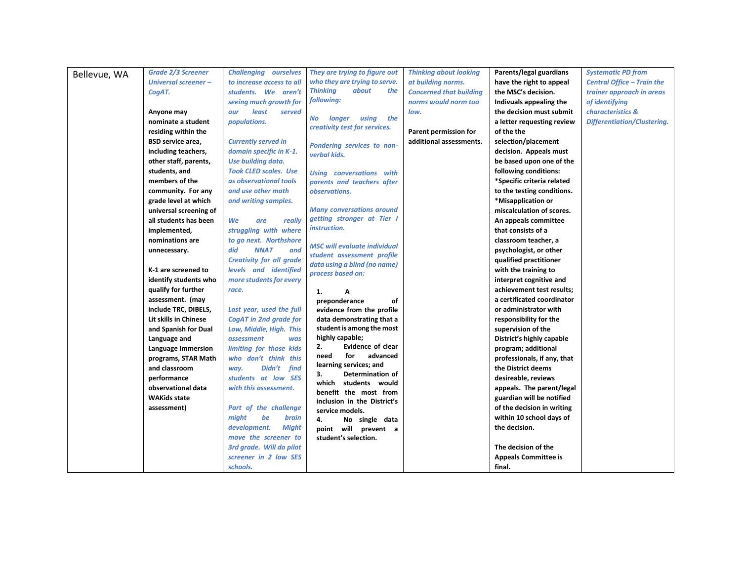| Bellevue, WA | *Grade 2/3 Screener Universal screener – CogAT.*<br><br>**Anyone may nominate a student residing within the BSD service area, including teachers, other staff, parents, students, and members of the community. For any grade level at which universal screening of all students has been implemented, nominations are unnecessary.**<br><br>**K-1 are screened to identify students who qualify for further assessment. (may include TRC, DIBELS, Lit skills in Chinese and Spanish for Dual Language and Language Immersion programs, STAR Math and classroom performance observational data WAKids state assessment)** | *Challenging ourselves to increase access to all students. We aren't seeing much growth for our least served populations.*<br><br>*Currently served in domain specific in K-1. Use building data. Took CLED scales. Use as observational tools and use other math and writing samples.*<br><br>*We are really struggling with where to go next. Northshore did NNAT and Creativity for all grade levels and identified more students for every race.*<br><br>*Last year, used the full CogAT in 2nd grade for Low, Middle, High. This assessment was limiting for those kids who don't think this way. Didn't find students at low SES with this assessment.*<br><br>*Part of the challenge might be brain development. Might move the screener to 3rd grade. Will do pilot screener in 2 low SES schools.* | *They are trying to figure out who they are trying to serve. Thinking about the following:*<br><br>*No longer using the creativity test for services.*<br><br>*Pondering services to non-verbal kids.*<br><br>*Using conversations with parents and teachers after observations.*<br><br>*Many conversations around getting stronger at Tier I instruction.*<br><br>*MSC will evaluate individual student assessment profile data using a blind (no name) process based on:*<br><br>**1. A preponderance of evidence from the profile data demonstrating that a student is among the most highly capable;**<br>**2. Evidence of clear need for advanced learning services; and**<br>**3. Determination of which students would benefit the most from inclusion in the District's service models.**<br>**4. No single data point will prevent a student's selection.** | *Thinking about looking at building norms. Concerned that building norms would norm too low.*<br><br>**Parent permission for additional assessments.** | **Parents/legal guardians have the right to appeal the MSC's decision. Indivuals appealing the the decision must submit a letter requesting review of the the selection/placement decision. Appeals must be based upon one of the following conditions:**<br>**\*Specific criteria related to the testing conditions.**<br>**\*Misapplication or miscalculation of scores.**<br>**An appeals committee that consists of a classroom teacher, a psychologist, or other qualified practitioner with the training to interpret cognitive and achievement test results; a certificated coordinator or administrator with responsibility for the supervision of the District's highly capable program; additional professionals, if any, that the District deems desireable, reviews appeals. The parent/legal guardian will be notified of the decision in writing within 10 school days of the decision.**<br><br>**The decision of the Appeals Committee is final.** | *Systematic PD from Central Office – Train the trainer approach in areas of identifying characteristics & Differentiation/Clustering.* |
|---|---|---|---|---|---|---|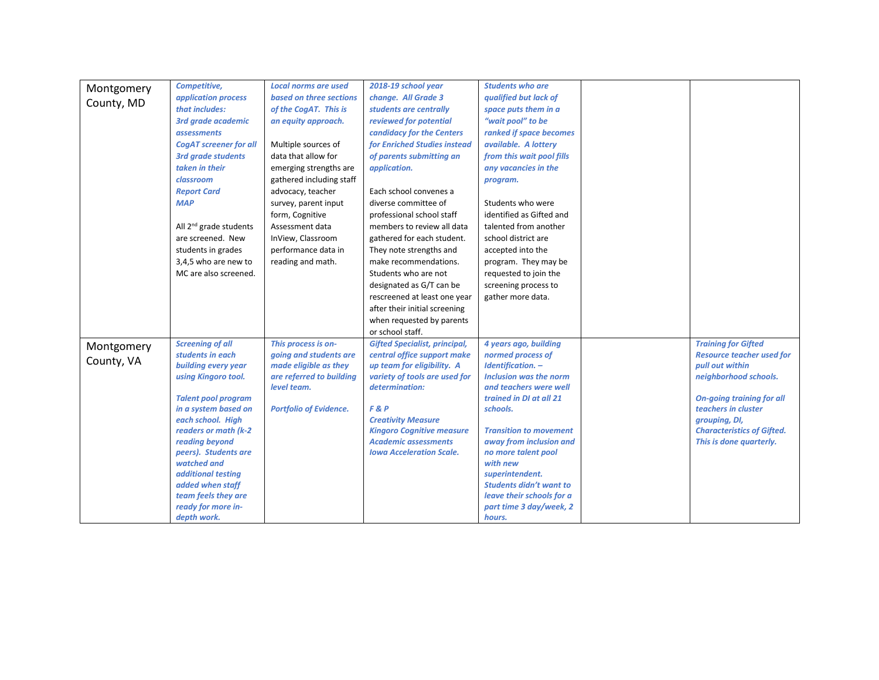| | | | | | | |
|---|---|---|---|---|---|---|
| Montgomery County, MD | ***Competitive, application process that includes: 3rd grade academic assessments CogAT screener for all 3rd grade students taken in their classroom Report Card MAP***<br><br>All 2nd grade students are screened. New students in grades 3,4,5 who are new to MC are also screened. | ***Local norms are used based on three sections of the CogAT. This is an equity approach.***<br><br>Multiple sources of data that allow for emerging strengths are gathered including staff advocacy, teacher survey, parent input form, Cognitive Assessment data InView, Classroom performance data in reading and math. | ***2018-19 school year change. All Grade 3 students are centrally reviewed for potential candidacy for the Centers for Enriched Studies instead of parents submitting an application.***<br><br>Each school convenes a diverse committee of professional school staff members to review all data gathered for each student. They note strengths and make recommendations. Students who are not designated as G/T can be rescreened at least one year after their initial screening when requested by parents or school staff. | ***Students who are qualified but lack of space puts them in a "wait pool" to be ranked if space becomes available. A lottery from this wait pool fills any vacancies in the program.***<br><br>Students who were identified as Gifted and talented from another school district are accepted into the program. They may be requested to join the screening process to gather more data. | | |
| Montgomery County, VA | ***Screening of all students in each building every year using Kingoro tool.***<br><br>***Talent pool program in a system based on each school. High readers or math (k-2 reading beyond peers). Students are watched and additional testing added when staff team feels they are ready for more in-depth work.*** | ***This process is on-going and students are made eligible as they are referred to building level team.***<br><br>***Portfolio of Evidence.*** | ***Gifted Specialist, principal, central office support make up team for eligibility. A variety of tools are used for determination:***<br><br>***F & P Creativity Measure Kingoro Cognitive measure Academic assessments Iowa Acceleration Scale.*** | ***4 years ago, building normed process of Identification. – Inclusion was the norm and teachers were well trained in DI at all 21 schools.***<br><br>***Transition to movement away from inclusion and no more talent pool with new superintendent. Students didn't want to leave their schools for a part time 3 day/week, 2 hours.*** | | ***Training for Gifted Resource teacher used for pull out within neighborhood schools.***<br><br>***On-going training for all teachers in cluster grouping, DI, Characteristics of Gifted. This is done quarterly.*** |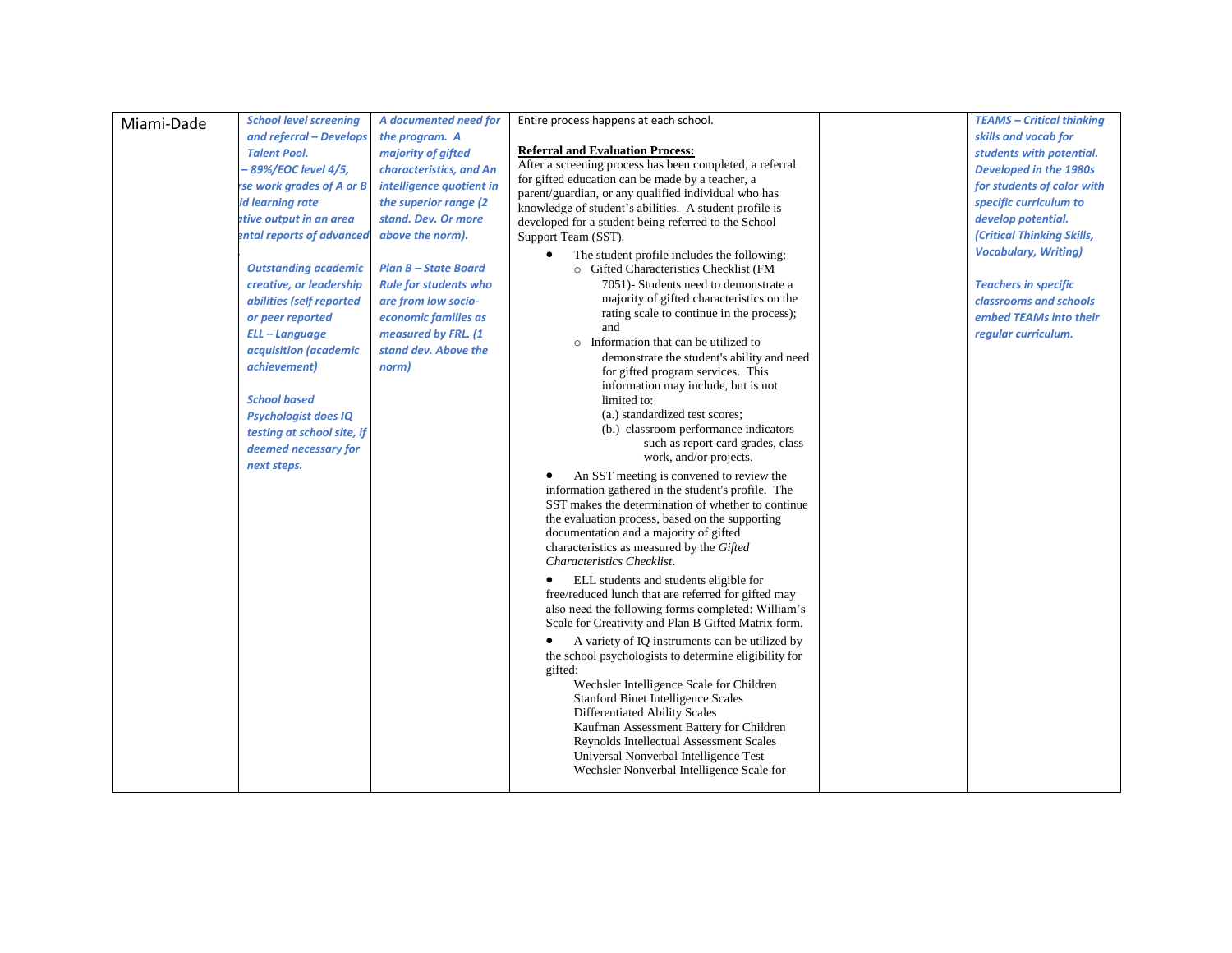| Miami-Dade | *School level screening and referral – Develops Talent Pool.*<br>*– 89%/EOC level 4/5,*<br>*rse work grades of A or B*<br>*id learning rate*<br>*ative output in an area*<br>*ental reports of advanced*<br><br>*Outstanding academic creative, or leadership abilities (self reported or peer reported*<br>*ELL – Language acquisition (academic achievement)*<br><br>*School based Psychologist does IQ testing at school site, if deemed necessary for next steps.* | *A documented need for the program. A majority of gifted characteristics, and An intelligence quotient in the superior range (2 stand. Dev. Or more above the norm).*<br><br>*Plan B – State Board Rule for students who are from low socio-economic families as measured by FRL. (1 stand dev. Above the norm)* | Entire process happens at each school.<br><br>**Referral and Evaluation Process:**<br>After a screening process has been completed, a referral for gifted education can be made by a teacher, a parent/guardian, or any qualified individual who has knowledge of student's abilities. A student profile is developed for a student being referred to the School Support Team (SST).<br><br>• The student profile includes the following:<br>○ Gifted Characteristics Checklist (FM 7051)- Students need to demonstrate a majority of gifted characteristics on the rating scale to continue in the process); and<br>○ Information that can be utilized to demonstrate the student's ability and need for gifted program services. This information may include, but is not limited to:<br>(a.) standardized test scores;<br>(b.) classroom performance indicators such as report card grades, class work, and/or projects.<br><br>• An SST meeting is convened to review the information gathered in the student's profile. The SST makes the determination of whether to continue the evaluation process, based on the supporting documentation and a majority of gifted characteristics as measured by the *Gifted Characteristics Checklist*.<br><br>• ELL students and students eligible for free/reduced lunch that are referred for gifted may also need the following forms completed: William's Scale for Creativity and Plan B Gifted Matrix form.<br><br>• A variety of IQ instruments can be utilized by the school psychologists to determine eligibility for gifted:<br>Wechsler Intelligence Scale for Children<br>Stanford Binet Intelligence Scales<br>Differentiated Ability Scales<br>Kaufman Assessment Battery for Children<br>Reynolds Intellectual Assessment Scales<br>Universal Nonverbal Intelligence Test<br>Wechsler Nonverbal Intelligence Scale for | | *TEAMS – Critical thinking skills and vocab for students with potential. Developed in the 1980s for students of color with specific curriculum to develop potential. (Critical Thinking Skills, Vocabulary, Writing)*<br><br>*Teachers in specific classrooms and schools embed TEAMs into their regular curriculum.* |
|---|---|---|---|---|---|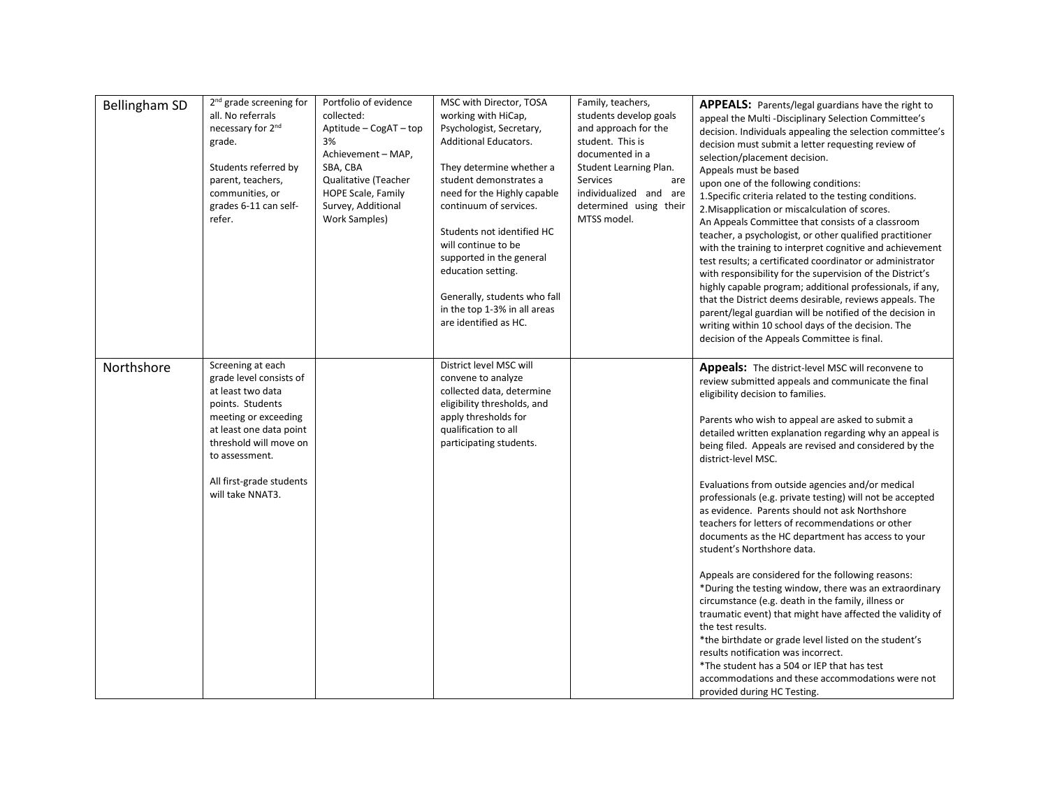| | | | | | |
|---|---|---|---|---|---|
| Bellingham SD | 2nd grade screening for all. No referrals necessary for 2nd grade.<br><br>Students referred by parent, teachers, communities, or grades 6-11 can self-refer. | Portfolio of evidence collected:<br>Aptitude – CogAT – top 3%<br>Achievement – MAP, SBA, CBA<br>Qualitative (Teacher HOPE Scale, Family Survey, Additional Work Samples) | MSC with Director, TOSA working with HiCap, Psychologist, Secretary, Additional Educators.<br><br>They determine whether a student demonstrates a need for the Highly capable continuum of services.<br><br>Students not identified HC will continue to be supported in the general education setting.<br><br>Generally, students who fall in the top 1-3% in all areas are identified as HC. | Family, teachers, students develop goals and approach for the student. This is documented in a Student Learning Plan. Services are individualized and are determined using their MTSS model. | **APPEALS:** Parents/legal guardians have the right to appeal the Multi -Disciplinary Selection Committee's decision. Individuals appealing the selection committee's decision must submit a letter requesting review of selection/placement decision.<br>Appeals must be based upon one of the following conditions:<br>1.Specific criteria related to the testing conditions.<br>2.Misapplication or miscalculation of scores.<br>An Appeals Committee that consists of a classroom teacher, a psychologist, or other qualified practitioner with the training to interpret cognitive and achievement test results; a certificated coordinator or administrator with responsibility for the supervision of the District's highly capable program; additional professionals, if any, that the District deems desirable, reviews appeals. The parent/legal guardian will be notified of the decision in writing within 10 school days of the decision. The decision of the Appeals Committee is final. |
| Northshore | Screening at each grade level consists of at least two data points. Students meeting or exceeding at least one data point threshold will move on to assessment.<br><br>All first-grade students will take NNAT3. | | District level MSC will convene to analyze collected data, determine eligibility thresholds, and apply thresholds for qualification to all participating students. | | **Appeals:** The district-level MSC will reconvene to review submitted appeals and communicate the final eligibility decision to families.<br><br>Parents who wish to appeal are asked to submit a detailed written explanation regarding why an appeal is being filed. Appeals are revised and considered by the district-level MSC.<br><br>Evaluations from outside agencies and/or medical professionals (e.g. private testing) will not be accepted as evidence. Parents should not ask Northshore teachers for letters of recommendations or other documents as the HC department has access to your student's Northshore data.<br><br>Appeals are considered for the following reasons:<br>*During the testing window, there was an extraordinary circumstance (e.g. death in the family, illness or traumatic event) that might have affected the validity of the test results.<br>*the birthdate or grade level listed on the student's results notification was incorrect.<br>*The student has a 504 or IEP that has test accommodations and these accommodations were not provided during HC Testing. |